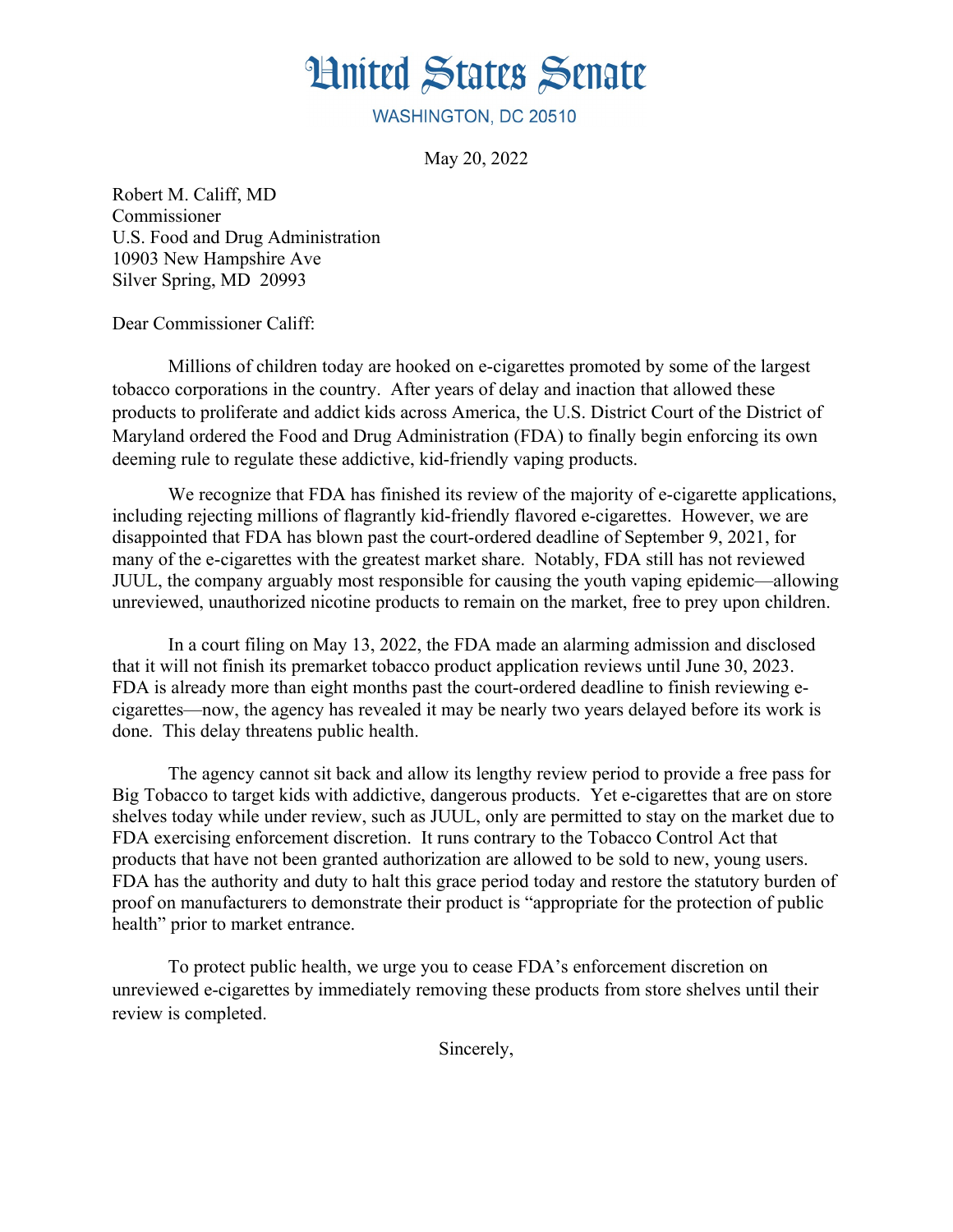# United States Senate

WASHINGTON, DC 20510

May 20, 2022

Robert M. Califf, MD
Commissioner
U.S. Food and Drug Administration
10903 New Hampshire Ave
Silver Spring, MD 20993

Dear Commissioner Califf:

Millions of children today are hooked on e-cigarettes promoted by some of the largest tobacco corporations in the country. After years of delay and inaction that allowed these products to proliferate and addict kids across America, the U.S. District Court of the District of Maryland ordered the Food and Drug Administration (FDA) to finally begin enforcing its own deeming rule to regulate these addictive, kid-friendly vaping products.

We recognize that FDA has finished its review of the majority of e-cigarette applications, including rejecting millions of flagrantly kid-friendly flavored e-cigarettes. However, we are disappointed that FDA has blown past the court-ordered deadline of September 9, 2021, for many of the e-cigarettes with the greatest market share. Notably, FDA still has not reviewed JUUL, the company arguably most responsible for causing the youth vaping epidemic—allowing unreviewed, unauthorized nicotine products to remain on the market, free to prey upon children.

In a court filing on May 13, 2022, the FDA made an alarming admission and disclosed that it will not finish its premarket tobacco product application reviews until June 30, 2023. FDA is already more than eight months past the court-ordered deadline to finish reviewing e-cigarettes—now, the agency has revealed it may be nearly two years delayed before its work is done. This delay threatens public health.

The agency cannot sit back and allow its lengthy review period to provide a free pass for Big Tobacco to target kids with addictive, dangerous products. Yet e-cigarettes that are on store shelves today while under review, such as JUUL, only are permitted to stay on the market due to FDA exercising enforcement discretion. It runs contrary to the Tobacco Control Act that products that have not been granted authorization are allowed to be sold to new, young users. FDA has the authority and duty to halt this grace period today and restore the statutory burden of proof on manufacturers to demonstrate their product is "appropriate for the protection of public health" prior to market entrance.

To protect public health, we urge you to cease FDA's enforcement discretion on unreviewed e-cigarettes by immediately removing these products from store shelves until their review is completed.

Sincerely,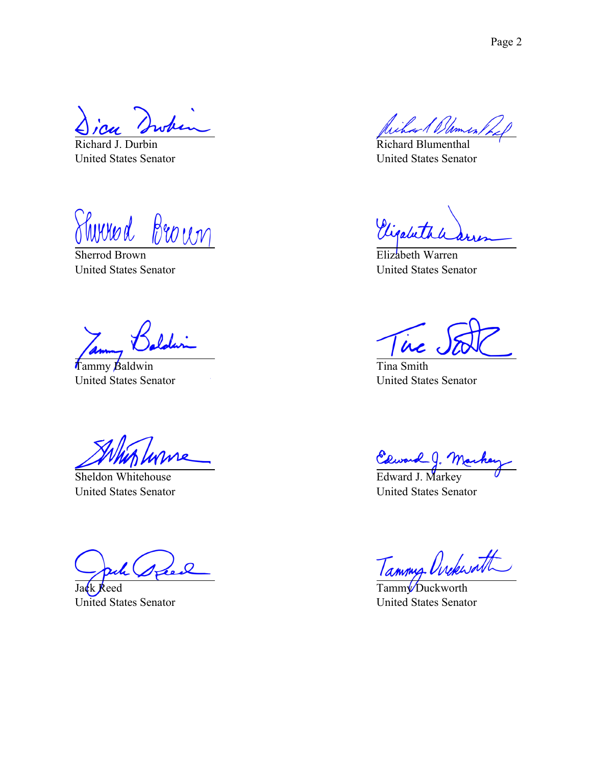Richard J. Durbin
United States Senator

Richard Blumenthal
United States Senator

Sherrod Brown
United States Senator

Elizabeth Warren
United States Senator

Tammy Baldwin
United States Senator

Tina Smith
United States Senator

Sheldon Whitehouse
United States Senator

Edward J. Markey
United States Senator

Jack Reed
United States Senator

Tammy Duckworth
United States Senator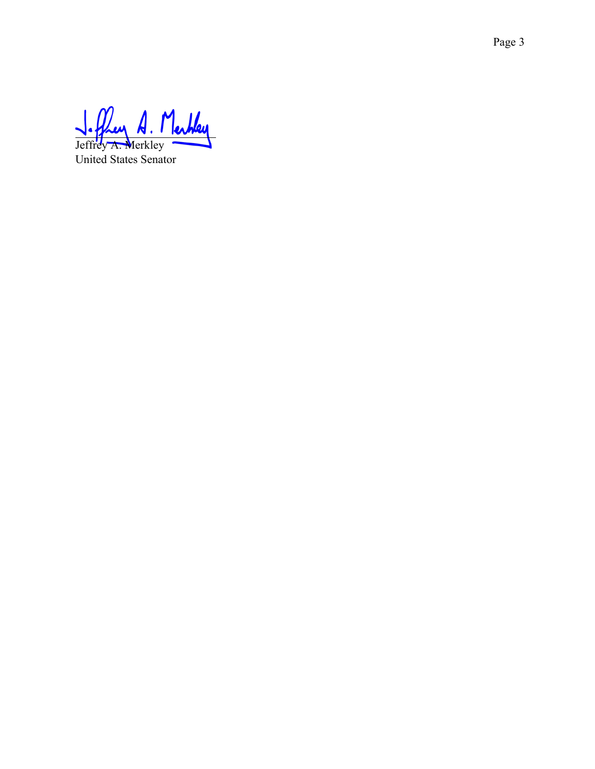Jeffrey A. Merkley
United States Senator